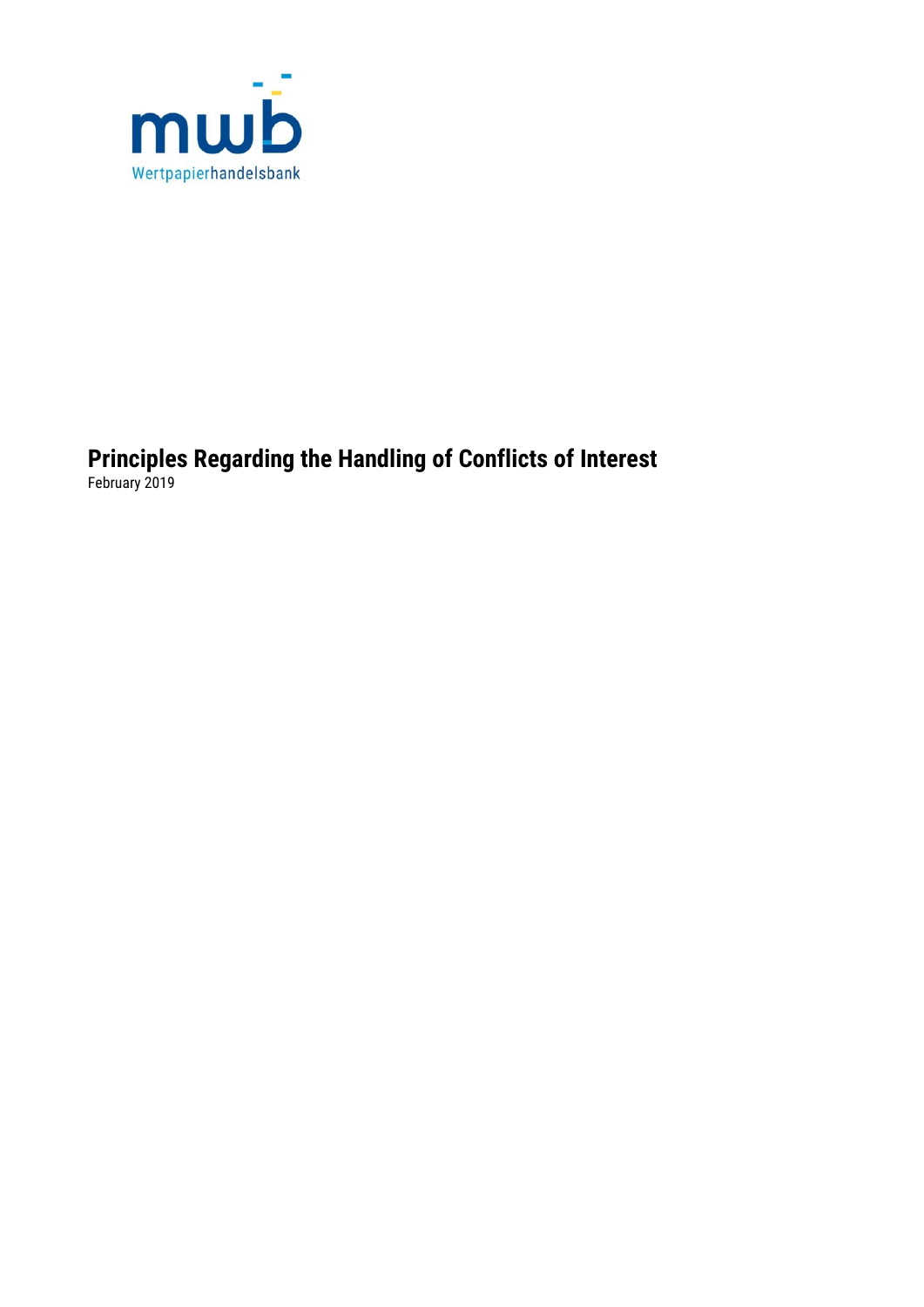mwb

Wertpapierhandelsbank

# Principles Regarding the Handling of Conflicts of Interest

February 2019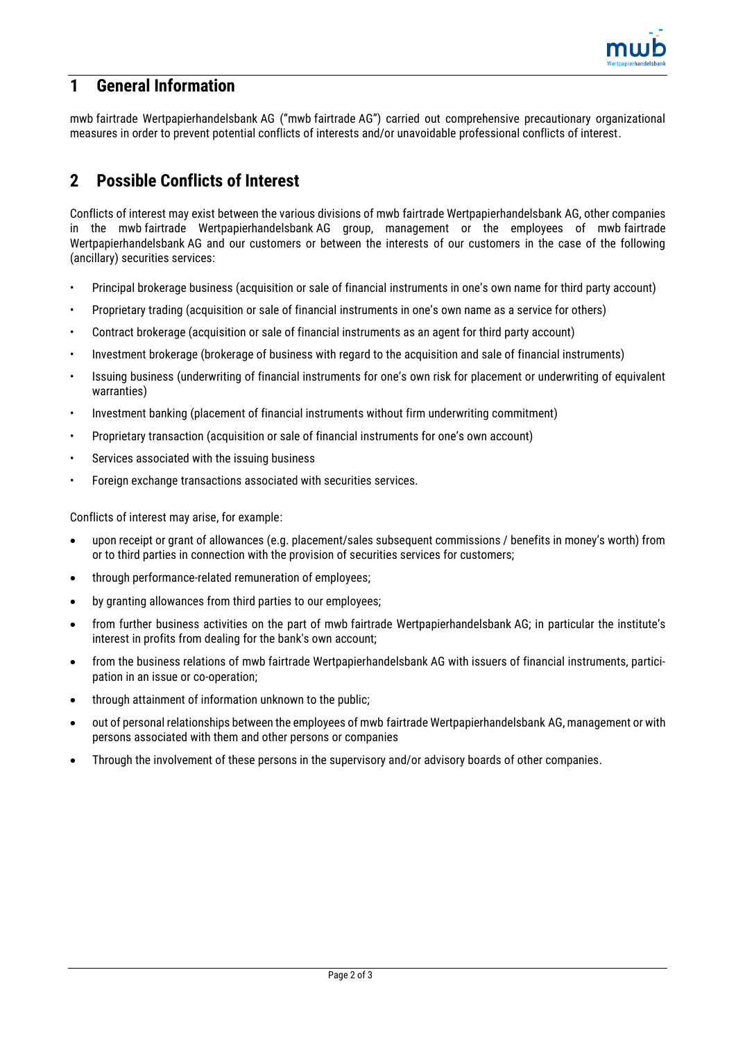# 1 General Information

mwb fairtrade Wertpapierhandelsbank AG ("mwb fairtrade AG") carried out comprehensive precautionary organizational measures in order to prevent potential conflicts of interests and/or unavoidable professional conflicts of interest.

# 2 Possible Conflicts of Interest

Conflicts of interest may exist between the various divisions of mwb fairtrade Wertpapierhandelsbank AG, other companies in the mwb fairtrade Wertpapierhandelsbank AG group, management or the employees of mwb fairtrade Wertpapierhandelsbank AG and our customers or between the interests of our customers in the case of the following (ancillary) securities services:

- Principal brokerage business (acquisition or sale of financial instruments in one's own name for third party account)
- Proprietary trading (acquisition or sale of financial instruments in one's own name as a service for others)
- Contract brokerage (acquisition or sale of financial instruments as an agent for third party account)
- Investment brokerage (brokerage of business with regard to the acquisition and sale of financial instruments)
- Issuing business (underwriting of financial instruments for one's own risk for placement or underwriting of equivalent warranties)
- Investment banking (placement of financial instruments without firm underwriting commitment)
- Proprietary transaction (acquisition or sale of financial instruments for one's own account)
- Services associated with the issuing business
- Foreign exchange transactions associated with securities services.

Conflicts of interest may arise, for example:

- upon receipt or grant of allowances (e.g. placement/sales subsequent commissions / benefits in money's worth) from or to third parties in connection with the provision of securities services for customers;
- through performance-related remuneration of employees;
- by granting allowances from third parties to our employees;
- from further business activities on the part of mwb fairtrade Wertpapierhandelsbank AG; in particular the institute's interest in profits from dealing for the bank's own account;
- from the business relations of mwb fairtrade Wertpapierhandelsbank AG with issuers of financial instruments, participation in an issue or co-operation;
- through attainment of information unknown to the public;
- out of personal relationships between the employees of mwb fairtrade Wertpapierhandelsbank AG, management or with persons associated with them and other persons or companies
- Through the involvement of these persons in the supervisory and/or advisory boards of other companies.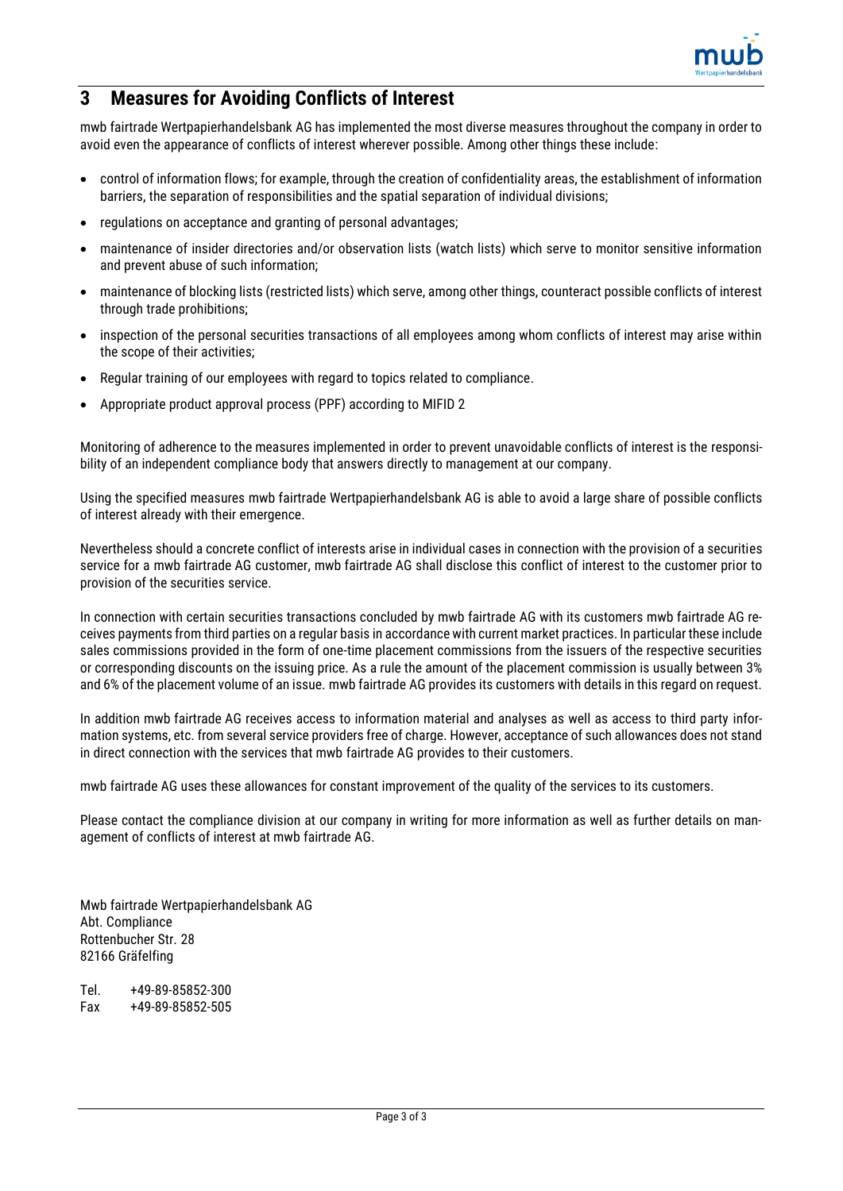## 3 Measures for Avoiding Conflicts of Interest

mwb fairtrade Wertpapierhandelsbank AG has implemented the most diverse measures throughout the company in order to avoid even the appearance of conflicts of interest wherever possible. Among other things these include:

- control of information flows; for example, through the creation of confidentiality areas, the establishment of information barriers, the separation of responsibilities and the spatial separation of individual divisions;
- regulations on acceptance and granting of personal advantages;
- maintenance of insider directories and/or observation lists (watch lists) which serve to monitor sensitive information and prevent abuse of such information;
- maintenance of blocking lists (restricted lists) which serve, among other things, counteract possible conflicts of interest through trade prohibitions;
- inspection of the personal securities transactions of all employees among whom conflicts of interest may arise within the scope of their activities;
- Regular training of our employees with regard to topics related to compliance.
- Appropriate product approval process (PPF) according to MIFID 2

Monitoring of adherence to the measures implemented in order to prevent unavoidable conflicts of interest is the responsibility of an independent compliance body that answers directly to management at our company.

Using the specified measures mwb fairtrade Wertpapierhandelsbank AG is able to avoid a large share of possible conflicts of interest already with their emergence.

Nevertheless should a concrete conflict of interests arise in individual cases in connection with the provision of a securities service for a mwb fairtrade AG customer, mwb fairtrade AG shall disclose this conflict of interest to the customer prior to provision of the securities service.

In connection with certain securities transactions concluded by mwb fairtrade AG with its customers mwb fairtrade AG receives payments from third parties on a regular basis in accordance with current market practices. In particular these include sales commissions provided in the form of one-time placement commissions from the issuers of the respective securities or corresponding discounts on the issuing price. As a rule the amount of the placement commission is usually between 3% and 6% of the placement volume of an issue. mwb fairtrade AG provides its customers with details in this regard on request.

In addition mwb fairtrade AG receives access to information material and analyses as well as access to third party information systems, etc. from several service providers free of charge. However, acceptance of such allowances does not stand in direct connection with the services that mwb fairtrade AG provides to their customers.

mwb fairtrade AG uses these allowances for constant improvement of the quality of the services to its customers.

Please contact the compliance division at our company in writing for more information as well as further details on management of conflicts of interest at mwb fairtrade AG.

Mwb fairtrade Wertpapierhandelsbank AG
Abt. Compliance
Rottenbucher Str. 28
82166 Gräfelfing

Tel. +49-89-85852-300
Fax +49-89-85852-505